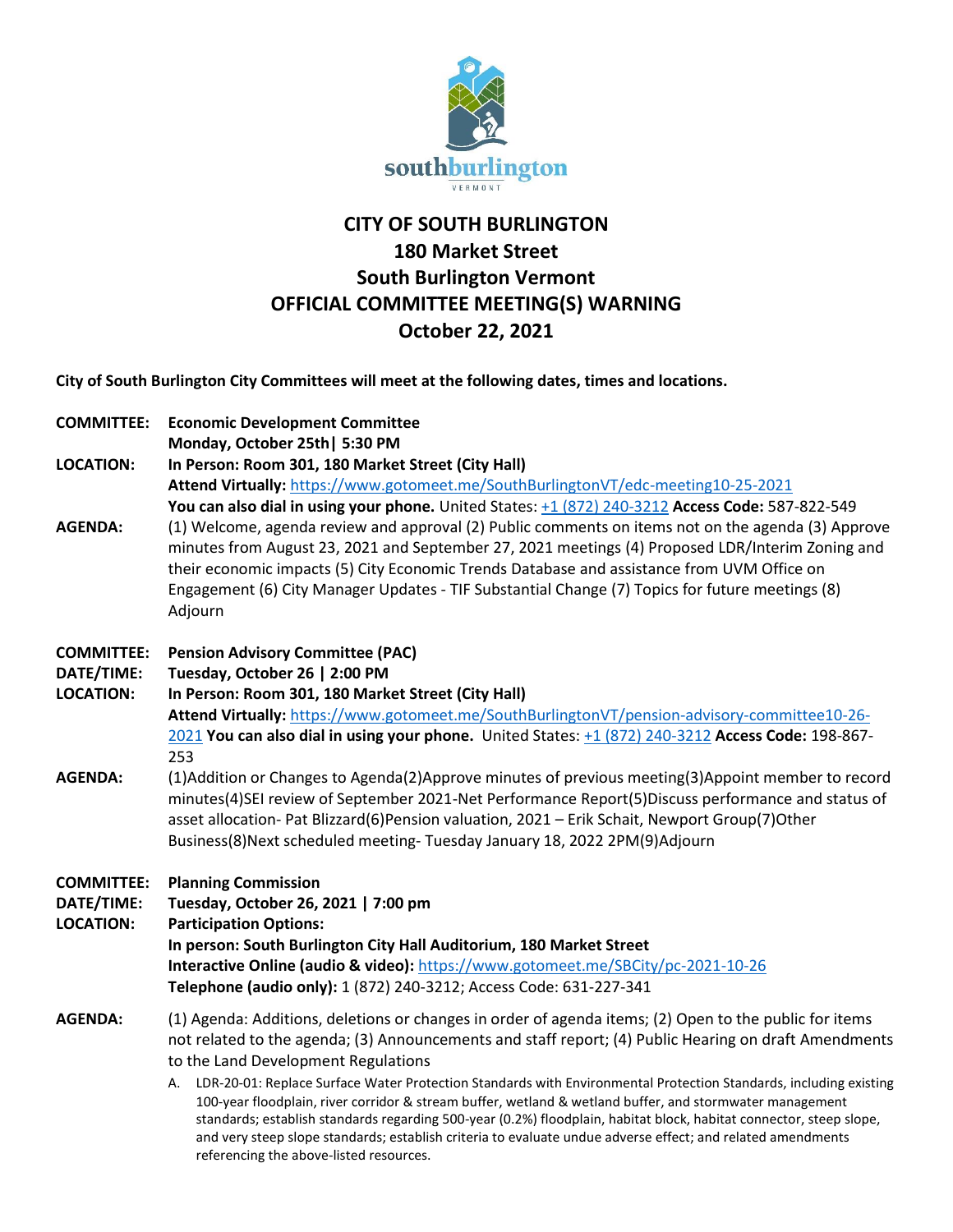# CITY OF SOUTH BURLINGTON
## 180 Market Street
## South Burlington Vermont
## OFFICIAL COMMITTEE MEETING(S) WARNING
## October 22, 2021

**City of South Burlington City Committees will meet at the following dates, times and locations.**

**COMMITTEE:** **Economic Development Committee**
**Monday, October 25th| 5:30 PM**

**LOCATION:** **In Person: Room 301, 180 Market Street (City Hall)**
**Attend Virtually:** https://www.gotomeet.me/SouthBurlingtonVT/edc-meeting10-25-2021
**You can also dial in using your phone.** United States: +1 (872) 240-3212 **Access Code:** 587-822-549

**AGENDA:** (1) Welcome, agenda review and approval (2) Public comments on items not on the agenda (3) Approve minutes from August 23, 2021 and September 27, 2021 meetings (4) Proposed LDR/Interim Zoning and their economic impacts (5) City Economic Trends Database and assistance from UVM Office on Engagement (6) City Manager Updates - TIF Substantial Change (7) Topics for future meetings (8) Adjourn

**COMMITTEE:** **Pension Advisory Committee (PAC)**

**DATE/TIME:** **Tuesday, October 26 | 2:00 PM**

**LOCATION:** **In Person: Room 301, 180 Market Street (City Hall)**
**Attend Virtually:** https://www.gotomeet.me/SouthBurlingtonVT/pension-advisory-committee10-26-2021 **You can also dial in using your phone.** United States: +1 (872) 240-3212 **Access Code:** 198-867-253

**AGENDA:** (1)Addition or Changes to Agenda(2)Approve minutes of previous meeting(3)Appoint member to record minutes(4)SEI review of September 2021-Net Performance Report(5)Discuss performance and status of asset allocation- Pat Blizzard(6)Pension valuation, 2021 – Erik Schait, Newport Group(7)Other Business(8)Next scheduled meeting- Tuesday January 18, 2022 2PM(9)Adjourn

**COMMITTEE:** **Planning Commission**

**DATE/TIME:** **Tuesday, October 26, 2021 | 7:00 pm**

**LOCATION:** **Participation Options:**
**In person: South Burlington City Hall Auditorium, 180 Market Street**
**Interactive Online (audio & video):** https://www.gotomeet.me/SBCity/pc-2021-10-26
**Telephone (audio only):** 1 (872) 240-3212; Access Code: 631-227-341

**AGENDA:** (1) Agenda: Additions, deletions or changes in order of agenda items; (2) Open to the public for items not related to the agenda; (3) Announcements and staff report; (4) Public Hearing on draft Amendments to the Land Development Regulations

A. LDR-20-01: Replace Surface Water Protection Standards with Environmental Protection Standards, including existing 100-year floodplain, river corridor & stream buffer, wetland & wetland buffer, and stormwater management standards; establish standards regarding 500-year (0.2%) floodplain, habitat block, habitat connector, steep slope, and very steep slope standards; establish criteria to evaluate undue adverse effect; and related amendments referencing the above-listed resources.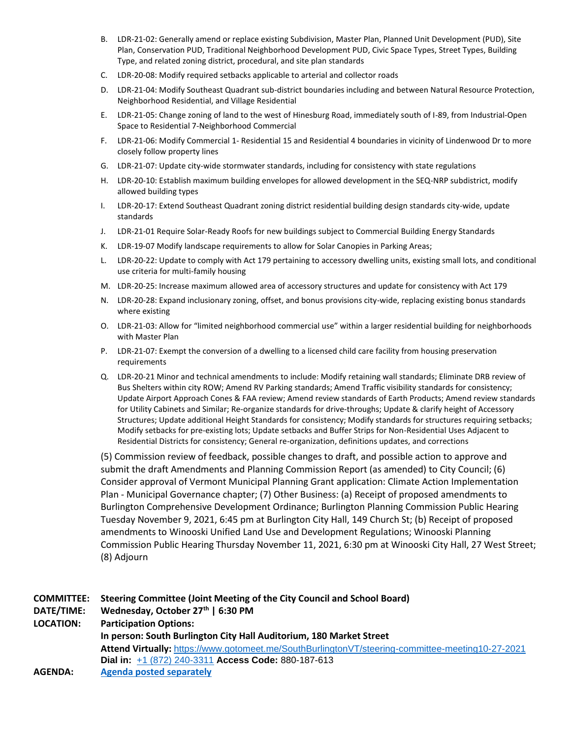B. LDR-21-02: Generally amend or replace existing Subdivision, Master Plan, Planned Unit Development (PUD), Site Plan, Conservation PUD, Traditional Neighborhood Development PUD, Civic Space Types, Street Types, Building Type, and related zoning district, procedural, and site plan standards

C. LDR-20-08: Modify required setbacks applicable to arterial and collector roads

D. LDR-21-04: Modify Southeast Quadrant sub-district boundaries including and between Natural Resource Protection, Neighborhood Residential, and Village Residential

E. LDR-21-05: Change zoning of land to the west of Hinesburg Road, immediately south of I-89, from Industrial-Open Space to Residential 7-Neighborhood Commercial

F. LDR-21-06: Modify Commercial 1- Residential 15 and Residential 4 boundaries in vicinity of Lindenwood Dr to more closely follow property lines

G. LDR-21-07: Update city-wide stormwater standards, including for consistency with state regulations

H. LDR-20-10: Establish maximum building envelopes for allowed development in the SEQ-NRP subdistrict, modify allowed building types

I. LDR-20-17: Extend Southeast Quadrant zoning district residential building design standards city-wide, update standards

J. LDR-21-01 Require Solar-Ready Roofs for new buildings subject to Commercial Building Energy Standards

K. LDR-19-07 Modify landscape requirements to allow for Solar Canopies in Parking Areas;

L. LDR-20-22: Update to comply with Act 179 pertaining to accessory dwelling units, existing small lots, and conditional use criteria for multi-family housing

M. LDR-20-25: Increase maximum allowed area of accessory structures and update for consistency with Act 179

N. LDR-20-28: Expand inclusionary zoning, offset, and bonus provisions city-wide, replacing existing bonus standards where existing

O. LDR-21-03: Allow for "limited neighborhood commercial use" within a larger residential building for neighborhoods with Master Plan

P. LDR-21-07: Exempt the conversion of a dwelling to a licensed child care facility from housing preservation requirements

Q. LDR-20-21 Minor and technical amendments to include: Modify retaining wall standards; Eliminate DRB review of Bus Shelters within city ROW; Amend RV Parking standards; Amend Traffic visibility standards for consistency; Update Airport Approach Cones & FAA review; Amend review standards of Earth Products; Amend review standards for Utility Cabinets and Similar; Re-organize standards for drive-throughs; Update & clarify height of Accessory Structures; Update additional Height Standards for consistency; Modify standards for structures requiring setbacks; Modify setbacks for pre-existing lots; Update setbacks and Buffer Strips for Non-Residential Uses Adjacent to Residential Districts for consistency; General re-organization, definitions updates, and corrections

(5) Commission review of feedback, possible changes to draft, and possible action to approve and submit the draft Amendments and Planning Commission Report (as amended) to City Council; (6) Consider approval of Vermont Municipal Planning Grant application: Climate Action Implementation Plan - Municipal Governance chapter; (7) Other Business: (a) Receipt of proposed amendments to Burlington Comprehensive Development Ordinance; Burlington Planning Commission Public Hearing Tuesday November 9, 2021, 6:45 pm at Burlington City Hall, 149 Church St; (b) Receipt of proposed amendments to Winooski Unified Land Use and Development Regulations; Winooski Planning Commission Public Hearing Thursday November 11, 2021, 6:30 pm at Winooski City Hall, 27 West Street; (8) Adjourn

**COMMITTEE:** **Steering Committee (Joint Meeting of the City Council and School Board)**
**DATE/TIME:** **Wednesday, October 27th | 6:30 PM**
**LOCATION:** **Participation Options:**
**In person: South Burlington City Hall Auditorium, 180 Market Street**
**Attend Virtually:** https://www.gotomeet.me/SouthBurlingtonVT/steering-committee-meeting10-27-2021
**Dial in:** +1 (872) 240-3311 **Access Code:** 880-187-613
**AGENDA:** **Agenda posted separately**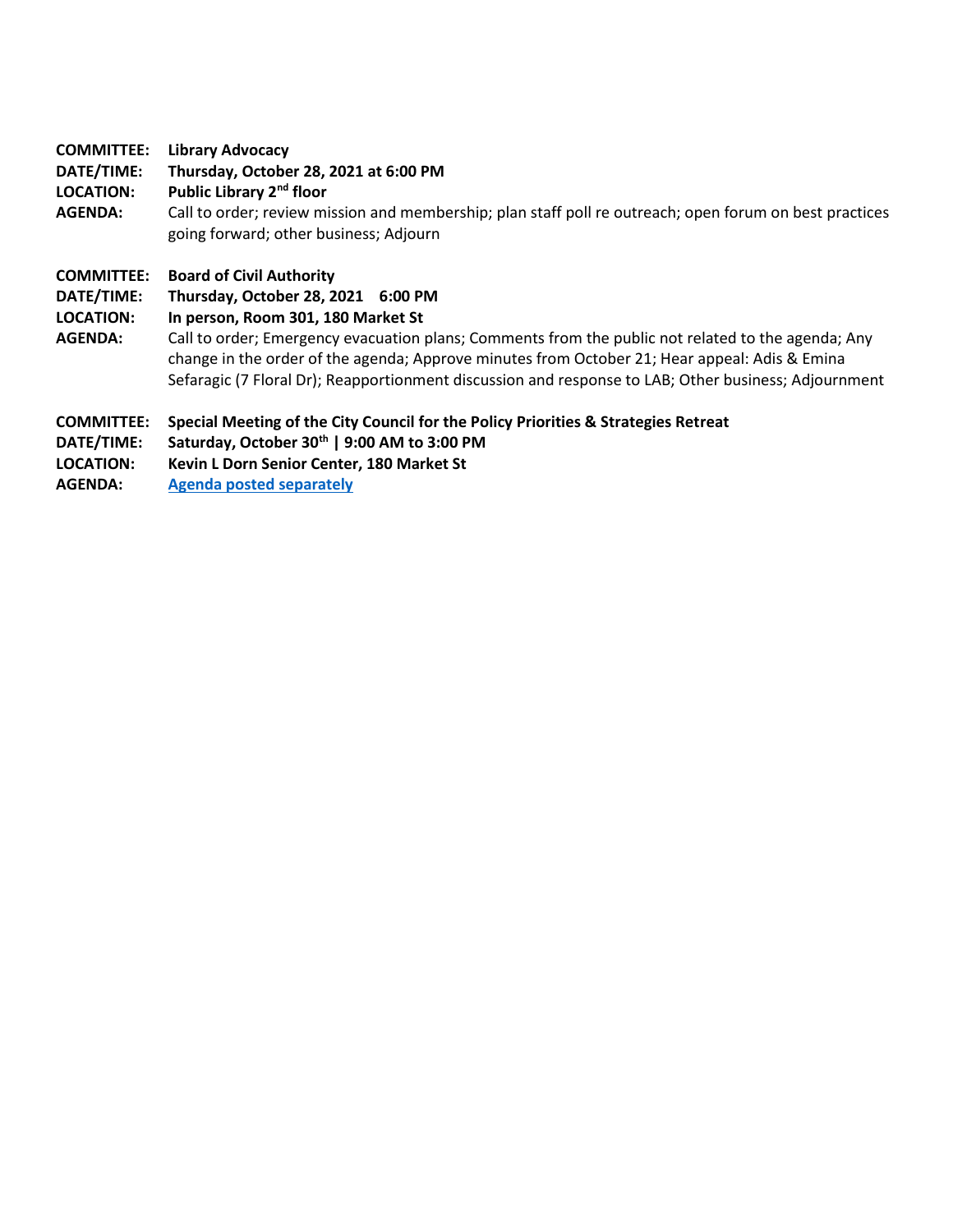**COMMITTEE:** **Library Advocacy**
**DATE/TIME:** **Thursday, October 28, 2021 at 6:00 PM**
**LOCATION:** **Public Library 2nd floor**
**AGENDA:** Call to order; review mission and membership; plan staff poll re outreach; open forum on best practices going forward; other business; Adjourn

**COMMITTEE:** **Board of Civil Authority**
**DATE/TIME:** **Thursday, October 28, 2021 6:00 PM**
**LOCATION:** **In person, Room 301, 180 Market St**
**AGENDA:** Call to order; Emergency evacuation plans; Comments from the public not related to the agenda; Any change in the order of the agenda; Approve minutes from October 21; Hear appeal: Adis & Emina Sefaragic (7 Floral Dr); Reapportionment discussion and response to LAB; Other business; Adjournment

**COMMITTEE:** **Special Meeting of the City Council for the Policy Priorities & Strategies Retreat**
**DATE/TIME:** **Saturday, October 30th | 9:00 AM to 3:00 PM**
**LOCATION:** **Kevin L Dorn Senior Center, 180 Market St**
**AGENDA:** **Agenda posted separately**